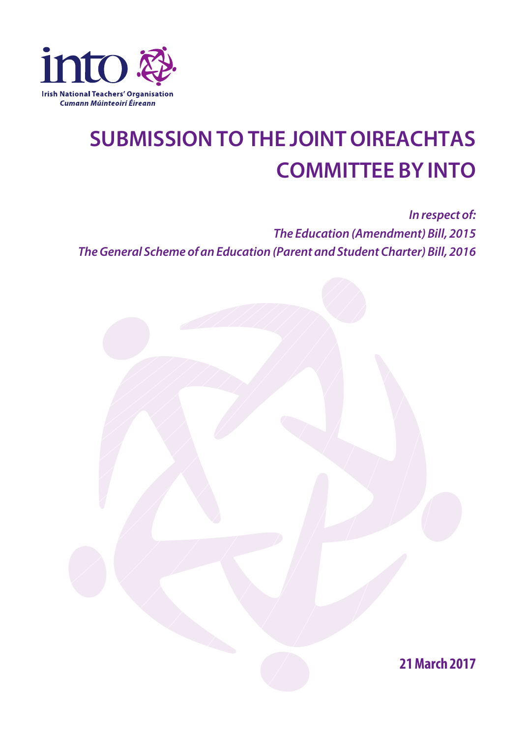into

Irish National Teachers' Organisation
*Cumann Múinteoirí Éireann*

# SUBMISSION TO THE JOINT OIREACHTAS COMMITTEE BY INTO

*In respect of:*
*The Education (Amendment) Bill, 2015*
*The General Scheme of an Education (Parent and Student Charter) Bill, 2016*

**21 March 2017**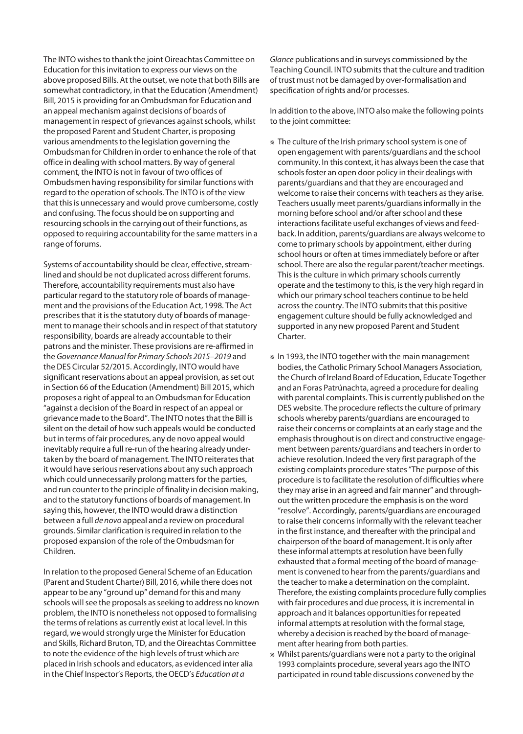The INTO wishes to thank the joint Oireachtas Committee on Education for this invitation to express our views on the above proposed Bills. At the outset, we note that both Bills are somewhat contradictory, in that the Education (Amendment) Bill, 2015 is providing for an Ombudsman for Education and an appeal mechanism against decisions of boards of management in respect of grievances against schools, whilst the proposed Parent and Student Charter, is proposing various amendments to the legislation governing the Ombudsman for Children in order to enhance the role of that office in dealing with school matters. By way of general comment, the INTO is not in favour of two offices of Ombudsmen having responsibility for similar functions with regard to the operation of schools. The INTO is of the view that this is unnecessary and would prove cumbersome, costly and confusing. The focus should be on supporting and resourcing schools in the carrying out of their functions, as opposed to requiring accountability for the same matters in a range of forums.

Systems of accountability should be clear, effective, streamlined and should be not duplicated across different forums. Therefore, accountability requirements must also have particular regard to the statutory role of boards of management and the provisions of the Education Act, 1998. The Act prescribes that it is the statutory duty of boards of management to manage their schools and in respect of that statutory responsibility, boards are already accountable to their patrons and the minister. These provisions are re-affirmed in the *Governance Manual for Primary Schools 2015–2019* and the DES Circular 52/2015. Accordingly, INTO would have significant reservations about an appeal provision, as set out in Section 66 of the Education (Amendment) Bill 2015, which proposes a right of appeal to an Ombudsman for Education "against a decision of the Board in respect of an appeal or grievance made to the Board". The INTO notes that the Bill is silent on the detail of how such appeals would be conducted but in terms of fair procedures, any de novo appeal would inevitably require a full re-run of the hearing already undertaken by the board of management. The INTO reiterates that it would have serious reservations about any such approach which could unnecessarily prolong matters for the parties, and run counter to the principle of finality in decision making, and to the statutory functions of boards of management. In saying this, however, the INTO would draw a distinction between a full *de novo* appeal and a review on procedural grounds. Similar clarification is required in relation to the proposed expansion of the role of the Ombudsman for Children.

In relation to the proposed General Scheme of an Education (Parent and Student Charter) Bill, 2016, while there does not appear to be any "ground up" demand for this and many schools will see the proposals as seeking to address no known problem, the INTO is nonetheless not opposed to formalising the terms of relations as currently exist at local level. In this regard, we would strongly urge the Minister for Education and Skills, Richard Bruton, TD, and the Oireachtas Committee to note the evidence of the high levels of trust which are placed in Irish schools and educators, as evidenced inter alia in the Chief Inspector's Reports, the OECD's *Education at a Glance* publications and in surveys commissioned by the Teaching Council. INTO submits that the culture and tradition of trust must not be damaged by over-formalisation and specification of rights and/or processes.

In addition to the above, INTO also make the following points to the joint committee:

- The culture of the Irish primary school system is one of open engagement with parents/guardians and the school community. In this context, it has always been the case that schools foster an open door policy in their dealings with parents/guardians and that they are encouraged and welcome to raise their concerns with teachers as they arise. Teachers usually meet parents/guardians informally in the morning before school and/or after school and these interactions facilitate useful exchanges of views and feedback. In addition, parents/guardians are always welcome to come to primary schools by appointment, either during school hours or often at times immediately before or after school. There are also the regular parent/teacher meetings. This is the culture in which primary schools currently operate and the testimony to this, is the very high regard in which our primary school teachers continue to be held across the country. The INTO submits that this positive engagement culture should be fully acknowledged and supported in any new proposed Parent and Student Charter.
- In 1993, the INTO together with the main management bodies, the Catholic Primary School Managers Association, the Church of Ireland Board of Education, Educate Together and an Foras Patrúnachta, agreed a procedure for dealing with parental complaints. This is currently published on the DES website. The procedure reflects the culture of primary schools whereby parents/guardians are encouraged to raise their concerns or complaints at an early stage and the emphasis throughout is on direct and constructive engagement between parents/guardians and teachers in order to achieve resolution. Indeed the very first paragraph of the existing complaints procedure states "The purpose of this procedure is to facilitate the resolution of difficulties where they may arise in an agreed and fair manner" and throughout the written procedure the emphasis is on the word "resolve". Accordingly, parents/guardians are encouraged to raise their concerns informally with the relevant teacher in the first instance, and thereafter with the principal and chairperson of the board of management. It is only after these informal attempts at resolution have been fully exhausted that a formal meeting of the board of management is convened to hear from the parents/guardians and the teacher to make a determination on the complaint. Therefore, the existing complaints procedure fully complies with fair procedures and due process, it is incremental in approach and it balances opportunities for repeated informal attempts at resolution with the formal stage, whereby a decision is reached by the board of management after hearing from both parties.
- Whilst parents/guardians were not a party to the original 1993 complaints procedure, several years ago the INTO participated in round table discussions convened by the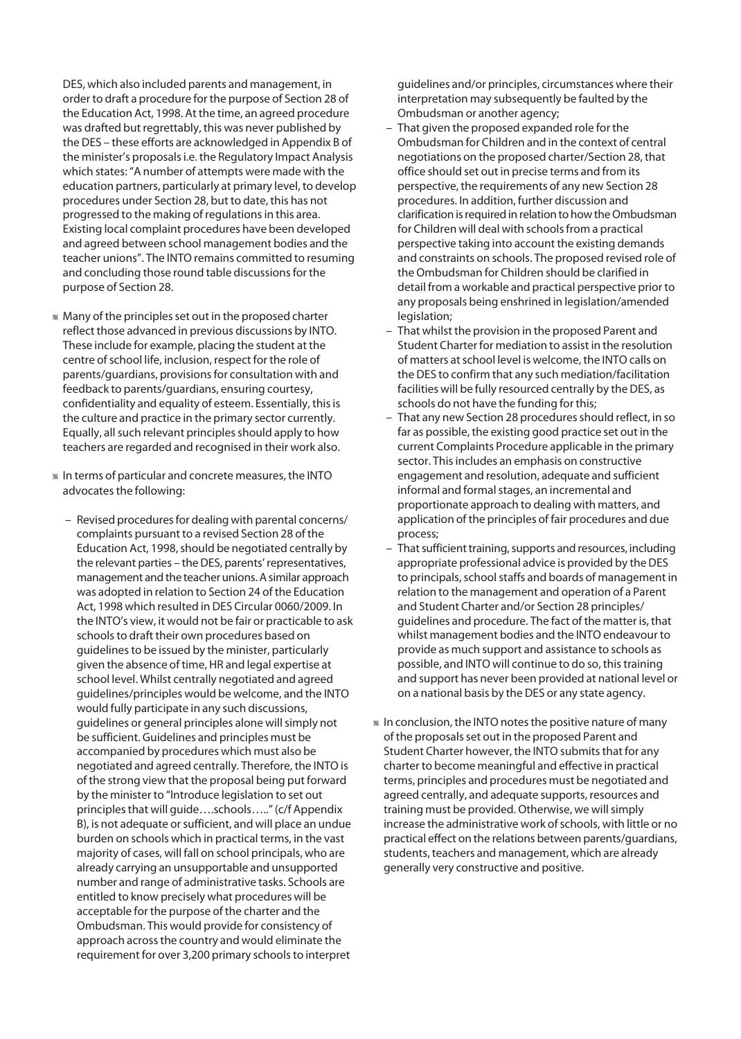DES, which also included parents and management, in order to draft a procedure for the purpose of Section 28 of the Education Act, 1998. At the time, an agreed procedure was drafted but regrettably, this was never published by the DES – these efforts are acknowledged in Appendix B of the minister's proposals i.e. the Regulatory Impact Analysis which states: "A number of attempts were made with the education partners, particularly at primary level, to develop procedures under Section 28, but to date, this has not progressed to the making of regulations in this area. Existing local complaint procedures have been developed and agreed between school management bodies and the teacher unions". The INTO remains committed to resuming and concluding those round table discussions for the purpose of Section 28.

- Many of the principles set out in the proposed charter reflect those advanced in previous discussions by INTO. These include for example, placing the student at the centre of school life, inclusion, respect for the role of parents/guardians, provisions for consultation with and feedback to parents/guardians, ensuring courtesy, confidentiality and equality of esteem. Essentially, this is the culture and practice in the primary sector currently. Equally, all such relevant principles should apply to how teachers are regarded and recognised in their work also.

- In terms of particular and concrete measures, the INTO advocates the following:

  - Revised procedures for dealing with parental concerns/complaints pursuant to a revised Section 28 of the Education Act, 1998, should be negotiated centrally by the relevant parties – the DES, parents' representatives, management and the teacher unions. A similar approach was adopted in relation to Section 24 of the Education Act, 1998 which resulted in DES Circular 0060/2009. In the INTO's view, it would not be fair or practicable to ask schools to draft their own procedures based on guidelines to be issued by the minister, particularly given the absence of time, HR and legal expertise at school level. Whilst centrally negotiated and agreed guidelines/principles would be welcome, and the INTO would fully participate in any such discussions, guidelines or general principles alone will simply not be sufficient. Guidelines and principles must be accompanied by procedures which must also be negotiated and agreed centrally. Therefore, the INTO is of the strong view that the proposal being put forward by the minister to "Introduce legislation to set out principles that will guide….schools….." (c/f Appendix B), is not adequate or sufficient, and will place an undue burden on schools which in practical terms, in the vast majority of cases, will fall on school principals, who are already carrying an unsupportable and unsupported number and range of administrative tasks. Schools are entitled to know precisely what procedures will be acceptable for the purpose of the charter and the Ombudsman. This would provide for consistency of approach across the country and would eliminate the requirement for over 3,200 primary schools to interpret guidelines and/or principles, circumstances where their interpretation may subsequently be faulted by the Ombudsman or another agency;
  - That given the proposed expanded role for the Ombudsman for Children and in the context of central negotiations on the proposed charter/Section 28, that office should set out in precise terms and from its perspective, the requirements of any new Section 28 procedures. In addition, further discussion and clarification is required in relation to how the Ombudsman for Children will deal with schools from a practical perspective taking into account the existing demands and constraints on schools. The proposed revised role of the Ombudsman for Children should be clarified in detail from a workable and practical perspective prior to any proposals being enshrined in legislation/amended legislation;
  - That whilst the provision in the proposed Parent and Student Charter for mediation to assist in the resolution of matters at school level is welcome, the INTO calls on the DES to confirm that any such mediation/facilitation facilities will be fully resourced centrally by the DES, as schools do not have the funding for this;
  - That any new Section 28 procedures should reflect, in so far as possible, the existing good practice set out in the current Complaints Procedure applicable in the primary sector. This includes an emphasis on constructive engagement and resolution, adequate and sufficient informal and formal stages, an incremental and proportionate approach to dealing with matters, and application of the principles of fair procedures and due process;
  - That sufficient training, supports and resources, including appropriate professional advice is provided by the DES to principals, school staffs and boards of management in relation to the management and operation of a Parent and Student Charter and/or Section 28 principles/guidelines and procedure. The fact of the matter is, that whilst management bodies and the INTO endeavour to provide as much support and assistance to schools as possible, and INTO will continue to do so, this training and support has never been provided at national level or on a national basis by the DES or any state agency.

- In conclusion, the INTO notes the positive nature of many of the proposals set out in the proposed Parent and Student Charter however, the INTO submits that for any charter to become meaningful and effective in practical terms, principles and procedures must be negotiated and agreed centrally, and adequate supports, resources and training must be provided. Otherwise, we will simply increase the administrative work of schools, with little or no practical effect on the relations between parents/guardians, students, teachers and management, which are already generally very constructive and positive.